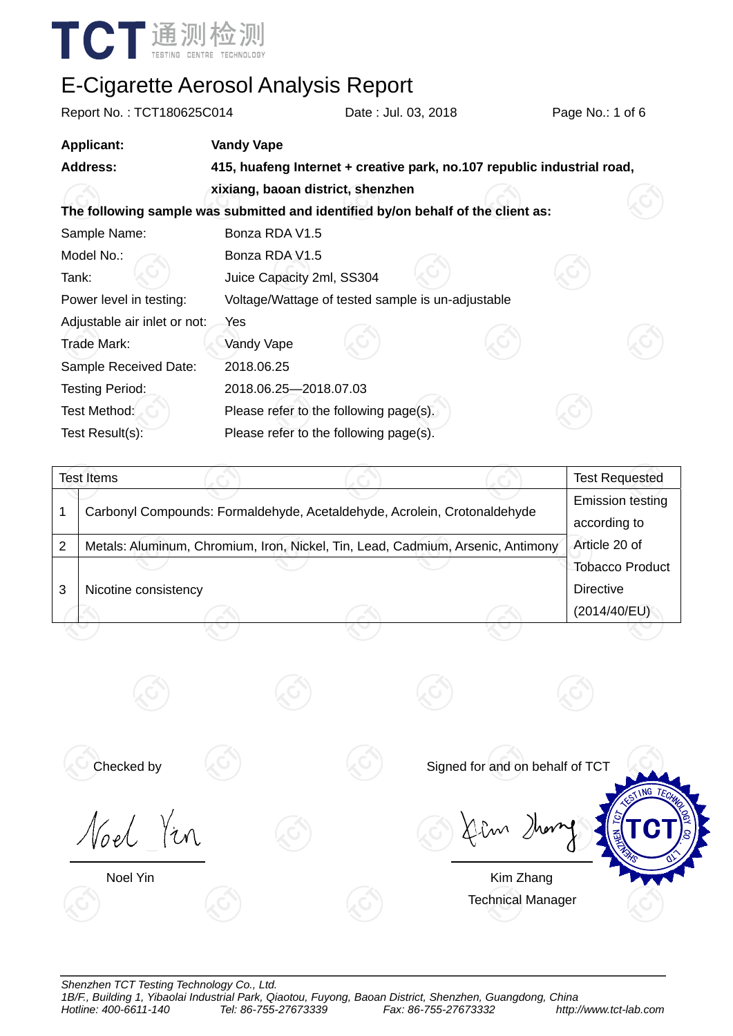TCT 通测检测 TESTING CENTRE TECHNOLOGY

# E-Cigarette Aerosol Analysis Report

Report No. : TCT180625C014    Date : Jul. 03, 2018    Page No.: 1 of 6

**Applicant:** **Vandy Vape**

**Address:** **415, huafeng Internet + creative park, no.107 republic industrial road, xixiang, baoan district, shenzhen**

**The following sample was submitted and identified by/on behalf of the client as:**

Sample Name: Bonza RDA V1.5

Model No.: Bonza RDA V1.5

Tank: Juice Capacity 2ml, SS304

Power level in testing: Voltage/Wattage of tested sample is un-adjustable

Adjustable air inlet or not: Yes

Trade Mark: Vandy Vape

Sample Received Date: 2018.06.25

Testing Period: 2018.06.25—2018.07.03

Test Method: Please refer to the following page(s).

Test Result(s): Please refer to the following page(s).

| Test Items | | Test Requested |
|---|---|---|
| 1 | Carbonyl Compounds: Formaldehyde, Acetaldehyde, Acrolein, Crotonaldehyde | Emission testing according to Article 20 of Tobacco Product Directive (2014/40/EU) |
| 2 | Metals: Aluminum, Chromium, Iron, Nickel, Tin, Lead, Cadmium, Arsenic, Antimony | |
| 3 | Nicotine consistency | |

Checked by

Noel Yin

Signed for and on behalf of TCT

Kim Zhang
Technical Manager

SHENZHEN TCT TESTING TECHNOLOGY CO., LTD.

*Shenzhen TCT Testing Technology Co., Ltd.*
*1B/F., Building 1, Yibaolai Industrial Park, Qiaotou, Fuyong, Baoan District, Shenzhen, Guangdong, China*
*Hotline: 400-6611-140    Tel: 86-755-27673339    Fax: 86-755-27673332    http://www.tct-lab.com*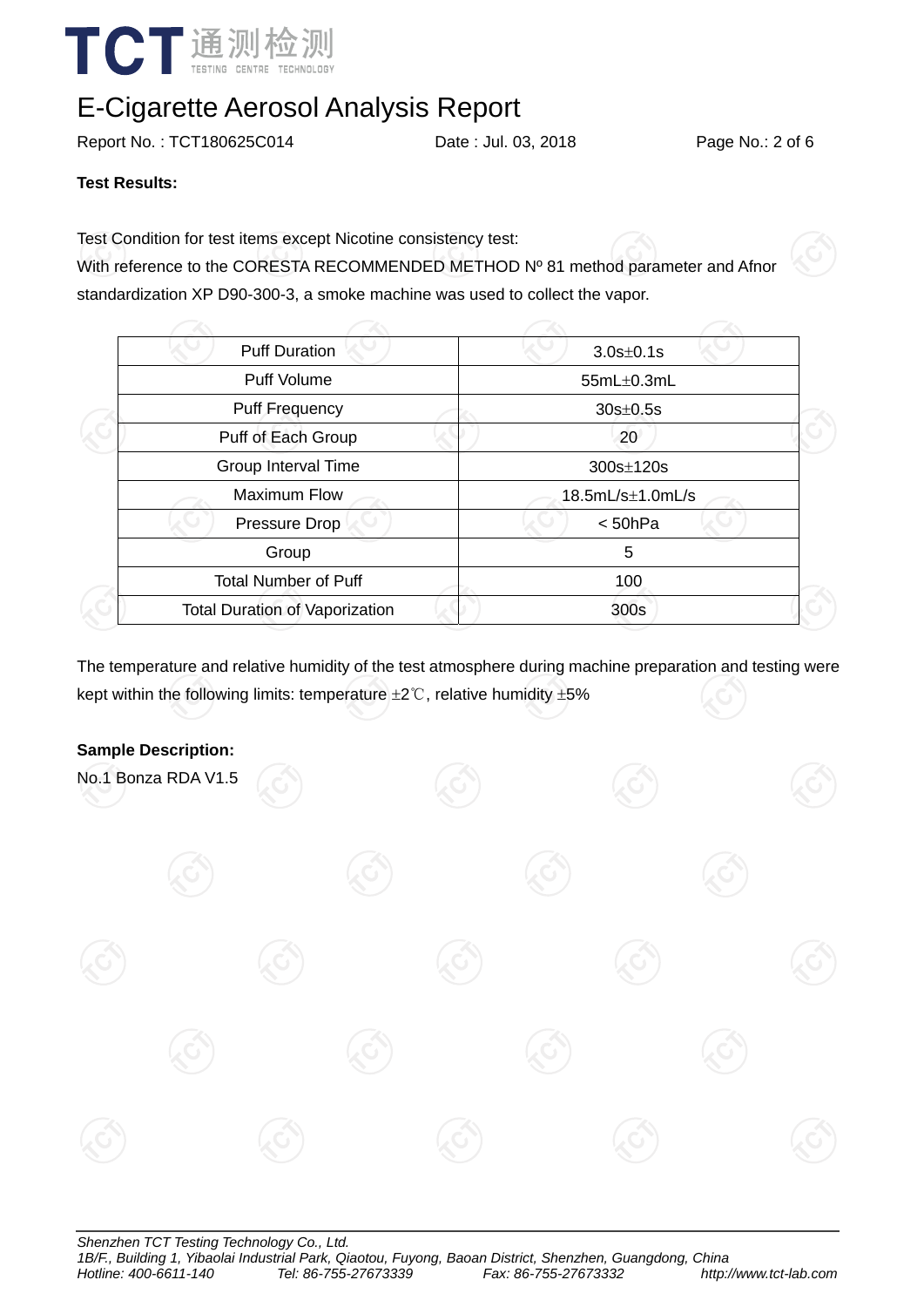# E-Cigarette Aerosol Analysis Report

Report No. : TCT180625C014 Date : Jul. 03, 2018

**Test Results:**

Test Condition for test items except Nicotine consistency test:
With reference to the CORESTA RECOMMENDED METHOD Nº 81 method parameter and Afnor standardization XP D90-300-3, a smoke machine was used to collect the vapor.

| | |
|---|---|
| Puff Duration | 3.0s±0.1s |
| Puff Volume | 55mL±0.3mL |
| Puff Frequency | 30s±0.5s |
| Puff of Each Group | 20 |
| Group Interval Time | 300s±120s |
| Maximum Flow | 18.5mL/s±1.0mL/s |
| Pressure Drop | < 50hPa |
| Group | 5 |
| Total Number of Puff | 100 |
| Total Duration of Vaporization | 300s |

The temperature and relative humidity of the test atmosphere during machine preparation and testing were kept within the following limits: temperature ±2℃, relative humidity ±5%

**Sample Description:**
No.1 Bonza RDA V1.5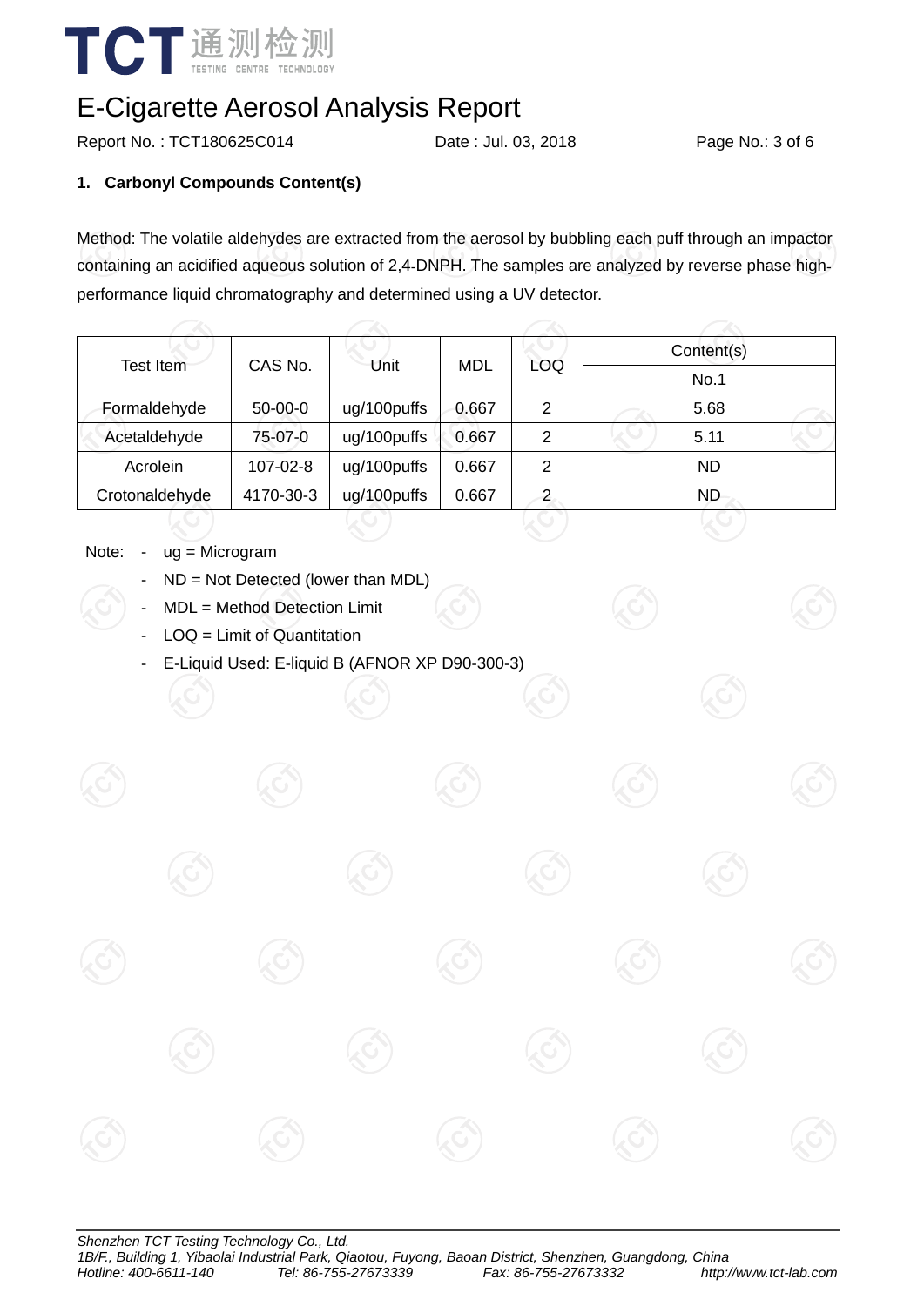# E-Cigarette Aerosol Analysis Report

Report No. : TCT180625C014 Date : Jul. 03, 2018

## 1. Carbonyl Compounds Content(s)

Method: The volatile aldehydes are extracted from the aerosol by bubbling each puff through an impactor containing an acidified aqueous solution of 2,4-DNPH. The samples are analyzed by reverse phase high-performance liquid chromatography and determined using a UV detector.

| Test Item | CAS No. | Unit | MDL | LOQ | Content(s) |
|---|---|---|---|---|---|
| | | | | | No.1 |
| Formaldehyde | 50-00-0 | ug/100puffs | 0.667 | 2 | 5.68 |
| Acetaldehyde | 75-07-0 | ug/100puffs | 0.667 | 2 | 5.11 |
| Acrolein | 107-02-8 | ug/100puffs | 0.667 | 2 | ND |
| Crotonaldehyde | 4170-30-3 | ug/100puffs | 0.667 | 2 | ND |

Note:
- ug = Microgram
- ND = Not Detected (lower than MDL)
- MDL = Method Detection Limit
- LOQ = Limit of Quantitation
- E-Liquid Used: E-liquid B (AFNOR XP D90-300-3)

*Shenzhen TCT Testing Technology Co., Ltd.*
*1B/F., Building 1, Yibaolai Industrial Park, Qiaotou, Fuyong, Baoan District, Shenzhen, Guangdong, China*
*Hotline: 400-6611-140 Tel: 86-755-27673339 Fax: 86-755-27673332 http://www.tct-lab.com*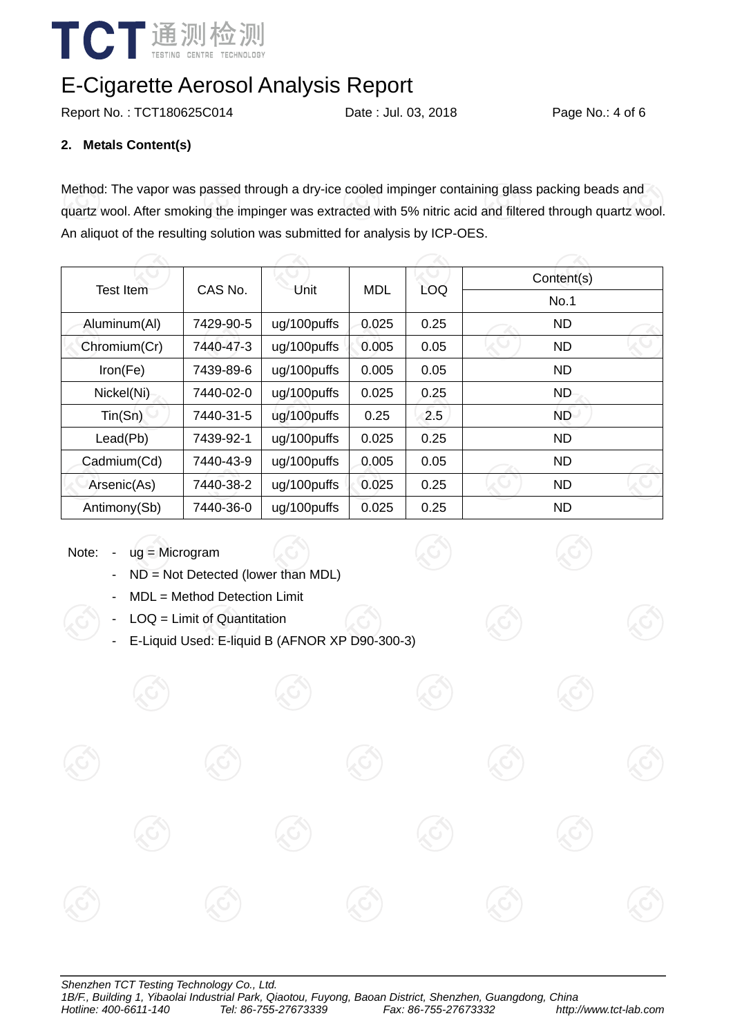# E-Cigarette Aerosol Analysis Report

Report No. : TCT180625C014 Date : Jul. 03, 2018

**2. Metals Content(s)**

Method: The vapor was passed through a dry-ice cooled impinger containing glass packing beads and quartz wool. After smoking the impinger was extracted with 5% nitric acid and filtered through quartz wool. An aliquot of the resulting solution was submitted for analysis by ICP-OES.

| Test Item | CAS No. | Unit | MDL | LOQ | Content(s) |
|---|---|---|---|---|---|
| | | | | | No.1 |
| Aluminum(Al) | 7429-90-5 | ug/100puffs | 0.025 | 0.25 | ND |
| Chromium(Cr) | 7440-47-3 | ug/100puffs | 0.005 | 0.05 | ND |
| Iron(Fe) | 7439-89-6 | ug/100puffs | 0.005 | 0.05 | ND |
| Nickel(Ni) | 7440-02-0 | ug/100puffs | 0.025 | 0.25 | ND |
| Tin(Sn) | 7440-31-5 | ug/100puffs | 0.25 | 2.5 | ND |
| Lead(Pb) | 7439-92-1 | ug/100puffs | 0.025 | 0.25 | ND |
| Cadmium(Cd) | 7440-43-9 | ug/100puffs | 0.005 | 0.05 | ND |
| Arsenic(As) | 7440-38-2 | ug/100puffs | 0.025 | 0.25 | ND |
| Antimony(Sb) | 7440-36-0 | ug/100puffs | 0.025 | 0.25 | ND |

Note:
- ug = Microgram
- ND = Not Detected (lower than MDL)
- MDL = Method Detection Limit
- LOQ = Limit of Quantitation
- E-Liquid Used: E-liquid B (AFNOR XP D90-300-3)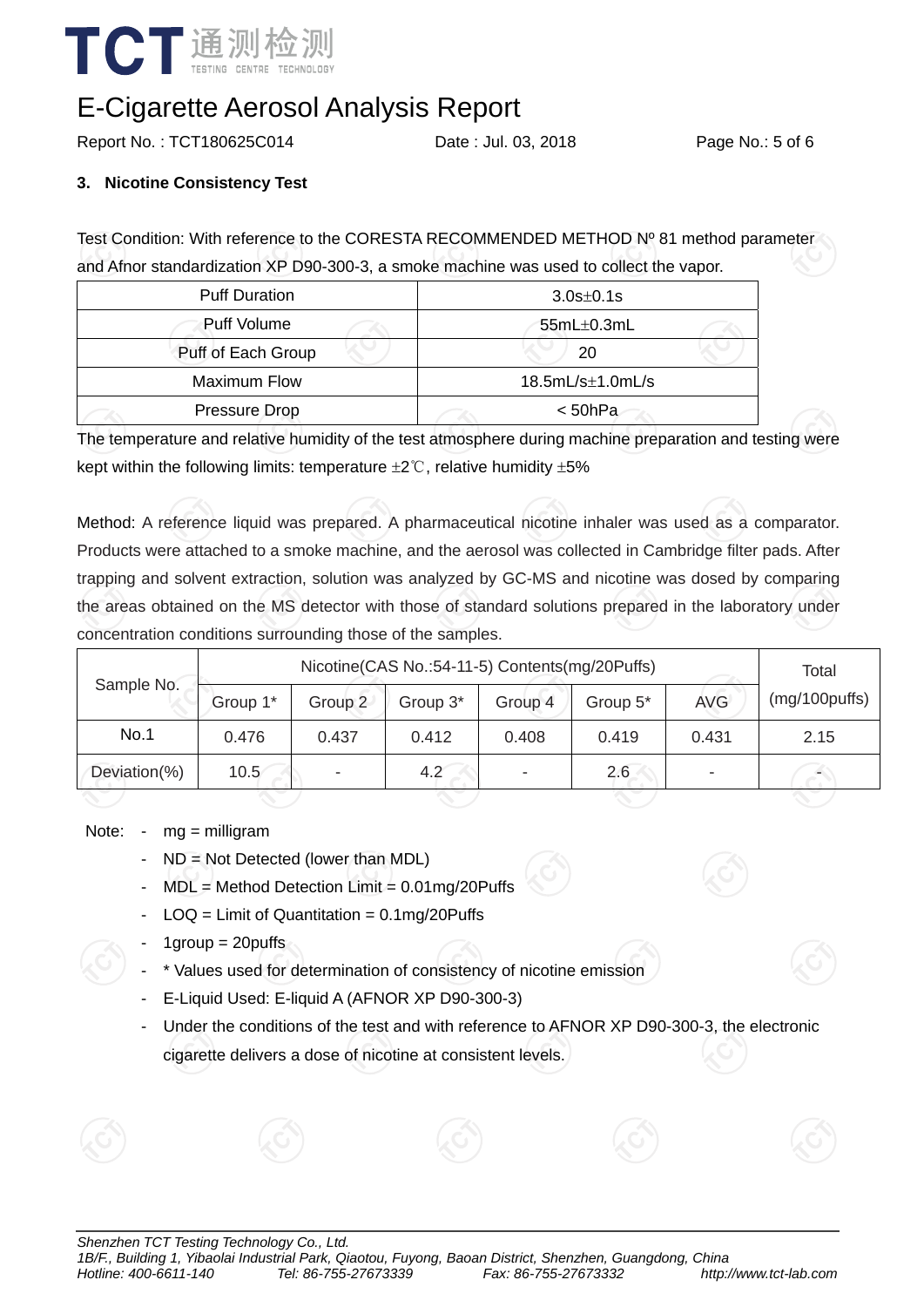### 3. Nicotine Consistency Test

Test Condition: With reference to the CORESTA RECOMMENDED METHOD Nº 81 method parameter and Afnor standardization XP D90-300-3, a smoke machine was used to collect the vapor.

| | |
|---|---|
| Puff Duration | 3.0s±0.1s |
| Puff Volume | 55mL±0.3mL |
| Puff of Each Group | 20 |
| Maximum Flow | 18.5mL/s±1.0mL/s |
| Pressure Drop | < 50hPa |

The temperature and relative humidity of the test atmosphere during machine preparation and testing were kept within the following limits: temperature ±2℃, relative humidity ±5%

Method: A reference liquid was prepared. A pharmaceutical nicotine inhaler was used as a comparator. Products were attached to a smoke machine, and the aerosol was collected in Cambridge filter pads. After trapping and solvent extraction, solution was analyzed by GC-MS and nicotine was dosed by comparing the areas obtained on the MS detector with those of standard solutions prepared in the laboratory under concentration conditions surrounding those of the samples.

| Sample No. | Nicotine(CAS No.:54-11-5) Contents(mg/20Puffs) | | | | | | Total (mg/100puffs) |
|---|---|---|---|---|---|---|---|
| | Group 1* | Group 2 | Group 3* | Group 4 | Group 5* | AVG | |
| No.1 | 0.476 | 0.437 | 0.412 | 0.408 | 0.419 | 0.431 | 2.15 |
| Deviation(%) | 10.5 | - | 4.2 | - | 2.6 | - | - |

Note:
- mg = milligram
- ND = Not Detected (lower than MDL)
- MDL = Method Detection Limit = 0.01mg/20Puffs
- LOQ = Limit of Quantitation = 0.1mg/20Puffs
- 1group = 20puffs
- * Values used for determination of consistency of nicotine emission
- E-Liquid Used: E-liquid A (AFNOR XP D90-300-3)
- Under the conditions of the test and with reference to AFNOR XP D90-300-3, the electronic cigarette delivers a dose of nicotine at consistent levels.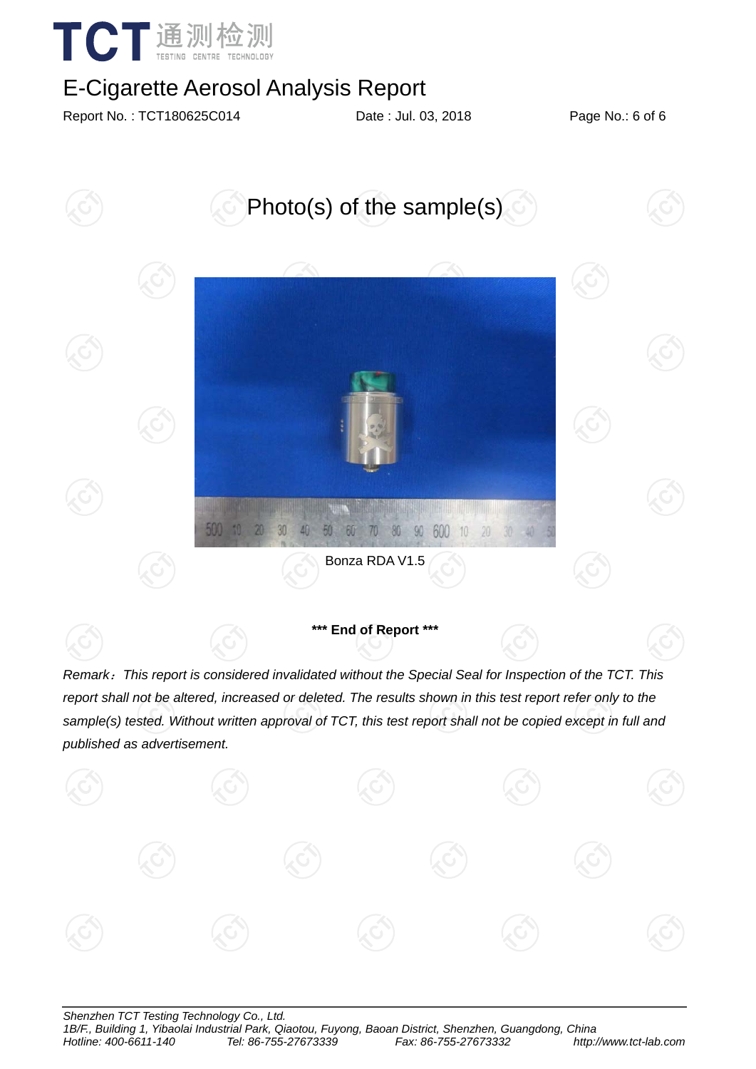## Photo(s) of the sample(s)

Bonza RDA V1.5

**\*\*\* End of Report \*\*\***

*Remark：This report is considered invalidated without the Special Seal for Inspection of the TCT. This report shall not be altered, increased or deleted. The results shown in this test report refer only to the sample(s) tested. Without written approval of TCT, this test report shall not be copied except in full and published as advertisement.*